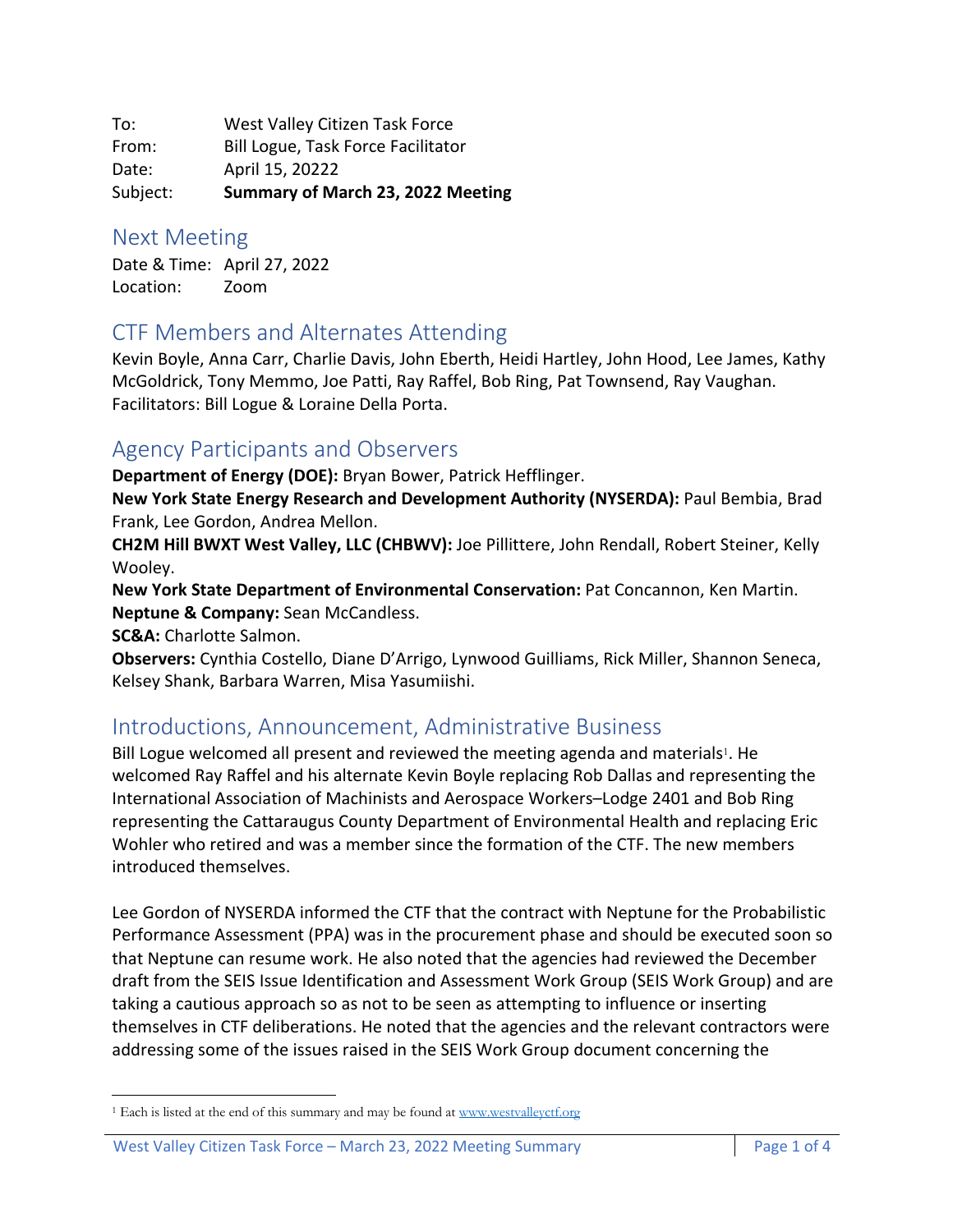To: West Valley Citizen Task Force
From: Bill Logue, Task Force Facilitator
Date: April 15, 20222
Subject: **Summary of March 23, 2022 Meeting**

## Next Meeting

Date & Time: April 27, 2022
Location: Zoom

## CTF Members and Alternates Attending

Kevin Boyle, Anna Carr, Charlie Davis, John Eberth, Heidi Hartley, John Hood, Lee James, Kathy McGoldrick, Tony Memmo, Joe Patti, Ray Raffel, Bob Ring, Pat Townsend, Ray Vaughan. Facilitators: Bill Logue & Loraine Della Porta.

## Agency Participants and Observers

**Department of Energy (DOE):** Bryan Bower, Patrick Hefflinger.
**New York State Energy Research and Development Authority (NYSERDA):** Paul Bembia, Brad Frank, Lee Gordon, Andrea Mellon.
**CH2M Hill BWXT West Valley, LLC (CHBWV):** Joe Pillittere, John Rendall, Robert Steiner, Kelly Wooley.
**New York State Department of Environmental Conservation:** Pat Concannon, Ken Martin.
**Neptune & Company:** Sean McCandless.
**SC&A:** Charlotte Salmon.
**Observers:** Cynthia Costello, Diane D'Arrigo, Lynwood Guilliams, Rick Miller, Shannon Seneca, Kelsey Shank, Barbara Warren, Misa Yasumiishi.

## Introductions, Announcement, Administrative Business

Bill Logue welcomed all present and reviewed the meeting agenda and materials[1]. He welcomed Ray Raffel and his alternate Kevin Boyle replacing Rob Dallas and representing the International Association of Machinists and Aerospace Workers–Lodge 2401 and Bob Ring representing the Cattaraugus County Department of Environmental Health and replacing Eric Wohler who retired and was a member since the formation of the CTF. The new members introduced themselves.

Lee Gordon of NYSERDA informed the CTF that the contract with Neptune for the Probabilistic Performance Assessment (PPA) was in the procurement phase and should be executed soon so that Neptune can resume work. He also noted that the agencies had reviewed the December draft from the SEIS Issue Identification and Assessment Work Group (SEIS Work Group) and are taking a cautious approach so as not to be seen as attempting to influence or inserting themselves in CTF deliberations. He noted that the agencies and the relevant contractors were addressing some of the issues raised in the SEIS Work Group document concerning the

[1] Each is listed at the end of this summary and may be found at www.westvalleyctf.org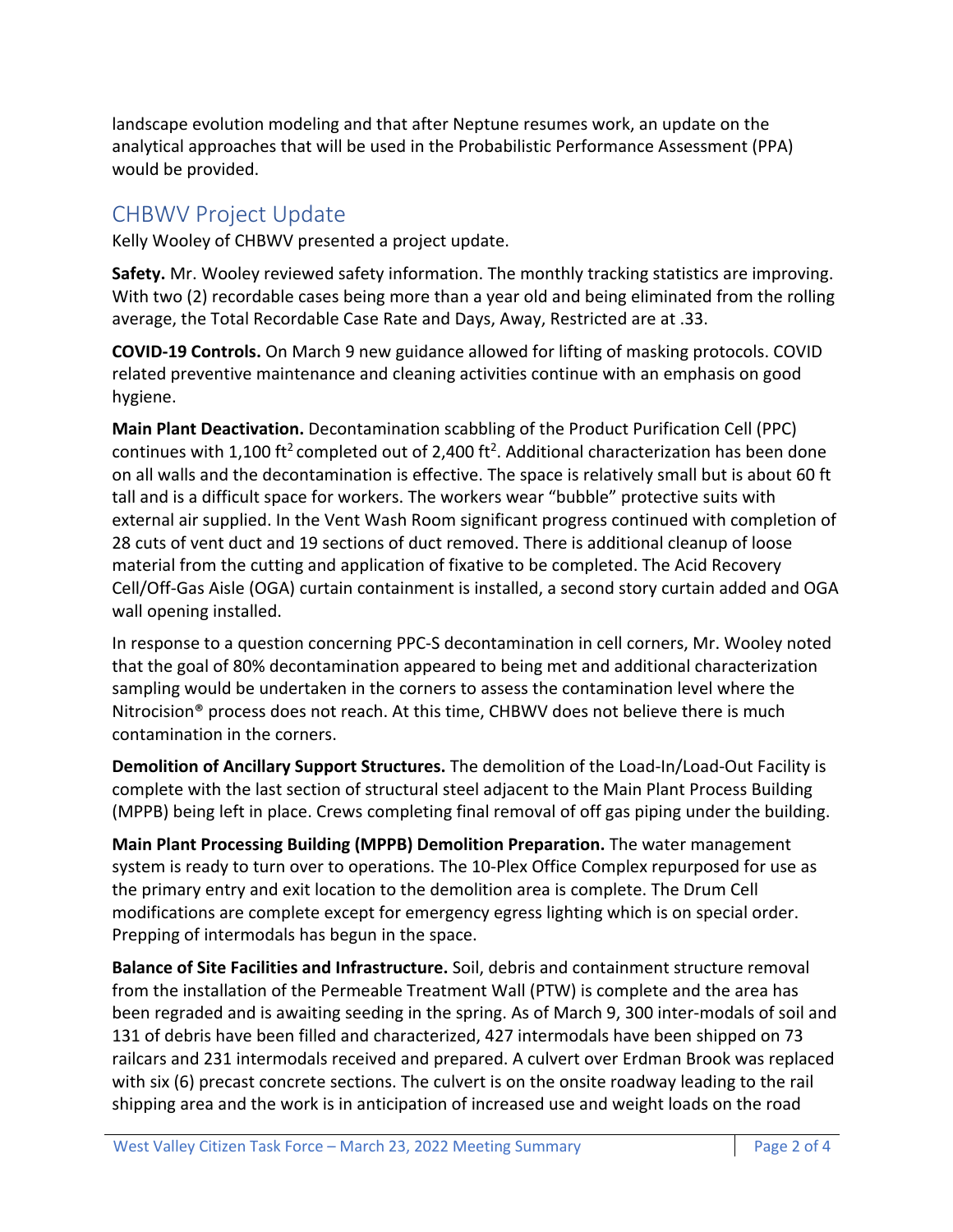landscape evolution modeling and that after Neptune resumes work, an update on the analytical approaches that will be used in the Probabilistic Performance Assessment (PPA) would be provided.

## CHBWV Project Update

Kelly Wooley of CHBWV presented a project update.

**Safety.** Mr. Wooley reviewed safety information. The monthly tracking statistics are improving. With two (2) recordable cases being more than a year old and being eliminated from the rolling average, the Total Recordable Case Rate and Days, Away, Restricted are at .33.

**COVID-19 Controls.** On March 9 new guidance allowed for lifting of masking protocols. COVID related preventive maintenance and cleaning activities continue with an emphasis on good hygiene.

**Main Plant Deactivation.** Decontamination scabbling of the Product Purification Cell (PPC) continues with 1,100 $ft^2$ completed out of 2,400 $ft^2$. Additional characterization has been done on all walls and the decontamination is effective. The space is relatively small but is about 60 ft tall and is a difficult space for workers. The workers wear "bubble" protective suits with external air supplied. In the Vent Wash Room significant progress continued with completion of 28 cuts of vent duct and 19 sections of duct removed. There is additional cleanup of loose material from the cutting and application of fixative to be completed. The Acid Recovery Cell/Off-Gas Aisle (OGA) curtain containment is installed, a second story curtain added and OGA wall opening installed.

In response to a question concerning PPC-S decontamination in cell corners, Mr. Wooley noted that the goal of 80% decontamination appeared to being met and additional characterization sampling would be undertaken in the corners to assess the contamination level where the Nitrocision® process does not reach. At this time, CHBWV does not believe there is much contamination in the corners.

**Demolition of Ancillary Support Structures.** The demolition of the Load-In/Load-Out Facility is complete with the last section of structural steel adjacent to the Main Plant Process Building (MPPB) being left in place. Crews completing final removal of off gas piping under the building.

**Main Plant Processing Building (MPPB) Demolition Preparation.** The water management system is ready to turn over to operations. The 10-Plex Office Complex repurposed for use as the primary entry and exit location to the demolition area is complete. The Drum Cell modifications are complete except for emergency egress lighting which is on special order. Prepping of intermodals has begun in the space.

**Balance of Site Facilities and Infrastructure.** Soil, debris and containment structure removal from the installation of the Permeable Treatment Wall (PTW) is complete and the area has been regraded and is awaiting seeding in the spring. As of March 9, 300 inter-modals of soil and 131 of debris have been filled and characterized, 427 intermodals have been shipped on 73 railcars and 231 intermodals received and prepared. A culvert over Erdman Brook was replaced with six (6) precast concrete sections. The culvert is on the onsite roadway leading to the rail shipping area and the work is in anticipation of increased use and weight loads on the road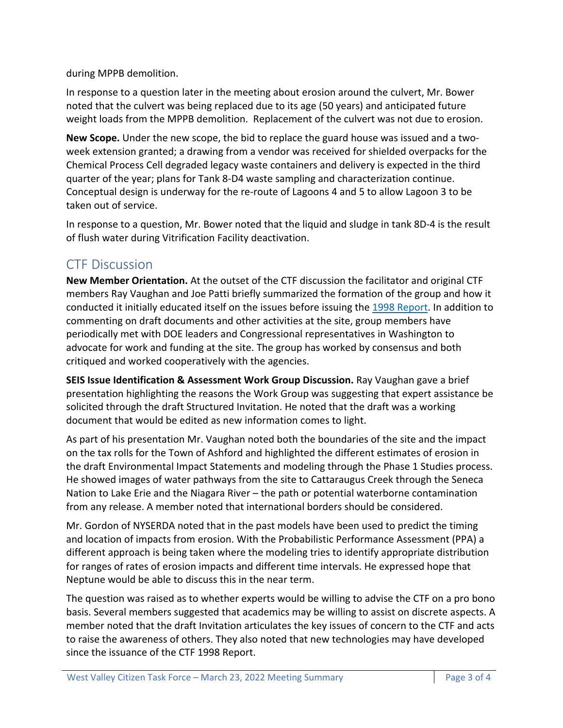during MPPB demolition.

In response to a question later in the meeting about erosion around the culvert, Mr. Bower noted that the culvert was being replaced due to its age (50 years) and anticipated future weight loads from the MPPB demolition. Replacement of the culvert was not due to erosion.

**New Scope.** Under the new scope, the bid to replace the guard house was issued and a two-week extension granted; a drawing from a vendor was received for shielded overpacks for the Chemical Process Cell degraded legacy waste containers and delivery is expected in the third quarter of the year; plans for Tank 8-D4 waste sampling and characterization continue. Conceptual design is underway for the re-route of Lagoons 4 and 5 to allow Lagoon 3 to be taken out of service.

In response to a question, Mr. Bower noted that the liquid and sludge in tank 8D-4 is the result of flush water during Vitrification Facility deactivation.

## CTF Discussion

**New Member Orientation.** At the outset of the CTF discussion the facilitator and original CTF members Ray Vaughan and Joe Patti briefly summarized the formation of the group and how it conducted it initially educated itself on the issues before issuing the 1998 Report. In addition to commenting on draft documents and other activities at the site, group members have periodically met with DOE leaders and Congressional representatives in Washington to advocate for work and funding at the site. The group has worked by consensus and both critiqued and worked cooperatively with the agencies.

**SEIS Issue Identification & Assessment Work Group Discussion.** Ray Vaughan gave a brief presentation highlighting the reasons the Work Group was suggesting that expert assistance be solicited through the draft Structured Invitation. He noted that the draft was a working document that would be edited as new information comes to light.

As part of his presentation Mr. Vaughan noted both the boundaries of the site and the impact on the tax rolls for the Town of Ashford and highlighted the different estimates of erosion in the draft Environmental Impact Statements and modeling through the Phase 1 Studies process. He showed images of water pathways from the site to Cattaraugus Creek through the Seneca Nation to Lake Erie and the Niagara River – the path or potential waterborne contamination from any release. A member noted that international borders should be considered.

Mr. Gordon of NYSERDA noted that in the past models have been used to predict the timing and location of impacts from erosion. With the Probabilistic Performance Assessment (PPA) a different approach is being taken where the modeling tries to identify appropriate distribution for ranges of rates of erosion impacts and different time intervals. He expressed hope that Neptune would be able to discuss this in the near term.

The question was raised as to whether experts would be willing to advise the CTF on a pro bono basis. Several members suggested that academics may be willing to assist on discrete aspects. A member noted that the draft Invitation articulates the key issues of concern to the CTF and acts to raise the awareness of others. They also noted that new technologies may have developed since the issuance of the CTF 1998 Report.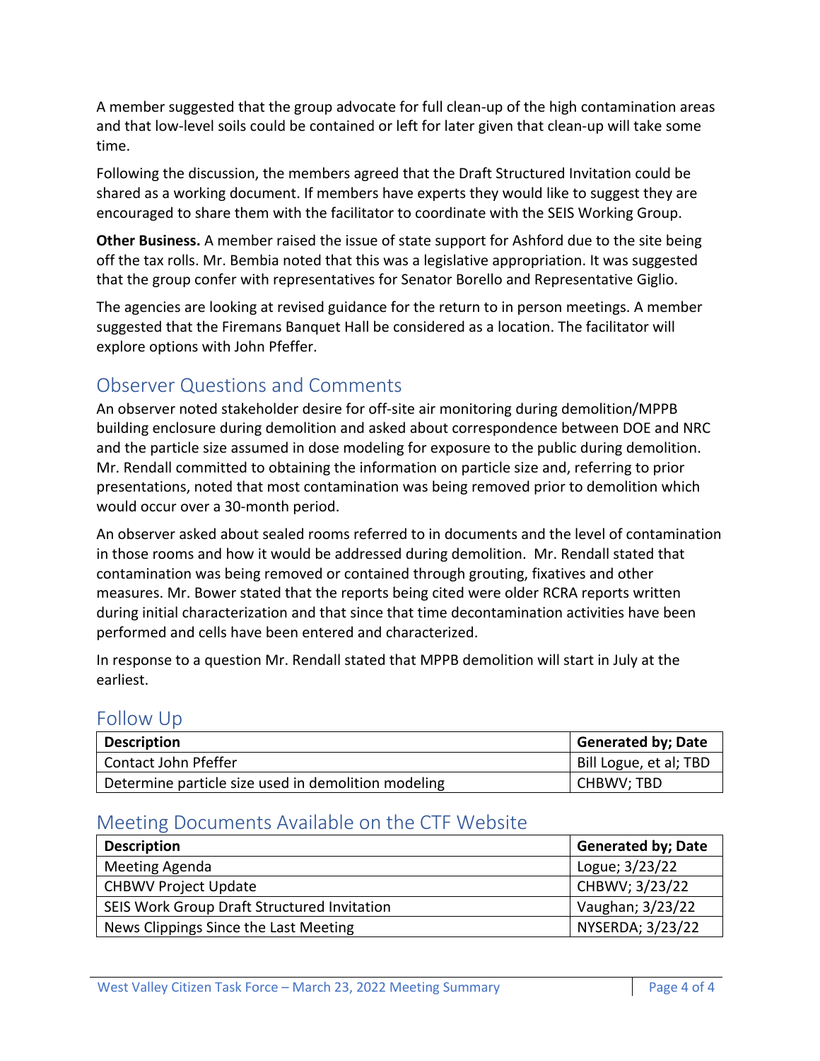A member suggested that the group advocate for full clean-up of the high contamination areas and that low-level soils could be contained or left for later given that clean-up will take some time.

Following the discussion, the members agreed that the Draft Structured Invitation could be shared as a working document. If members have experts they would like to suggest they are encouraged to share them with the facilitator to coordinate with the SEIS Working Group.

**Other Business.** A member raised the issue of state support for Ashford due to the site being off the tax rolls. Mr. Bembia noted that this was a legislative appropriation. It was suggested that the group confer with representatives for Senator Borello and Representative Giglio.

The agencies are looking at revised guidance for the return to in person meetings. A member suggested that the Firemans Banquet Hall be considered as a location. The facilitator will explore options with John Pfeffer.

## Observer Questions and Comments

An observer noted stakeholder desire for off-site air monitoring during demolition/MPPB building enclosure during demolition and asked about correspondence between DOE and NRC and the particle size assumed in dose modeling for exposure to the public during demolition. Mr. Rendall committed to obtaining the information on particle size and, referring to prior presentations, noted that most contamination was being removed prior to demolition which would occur over a 30-month period.

An observer asked about sealed rooms referred to in documents and the level of contamination in those rooms and how it would be addressed during demolition. Mr. Rendall stated that contamination was being removed or contained through grouting, fixatives and other measures. Mr. Bower stated that the reports being cited were older RCRA reports written during initial characterization and that since that time decontamination activities have been performed and cells have been entered and characterized.

In response to a question Mr. Rendall stated that MPPB demolition will start in July at the earliest.

## Follow Up

| Description | Generated by; Date |
|---|---|
| Contact John Pfeffer | Bill Logue, et al; TBD |
| Determine particle size used in demolition modeling | CHBWV; TBD |

## Meeting Documents Available on the CTF Website

| Description | Generated by; Date |
|---|---|
| Meeting Agenda | Logue; 3/23/22 |
| CHBWV Project Update | CHBWV; 3/23/22 |
| SEIS Work Group Draft Structured Invitation | Vaughan; 3/23/22 |
| News Clippings Since the Last Meeting | NYSERDA; 3/23/22 |